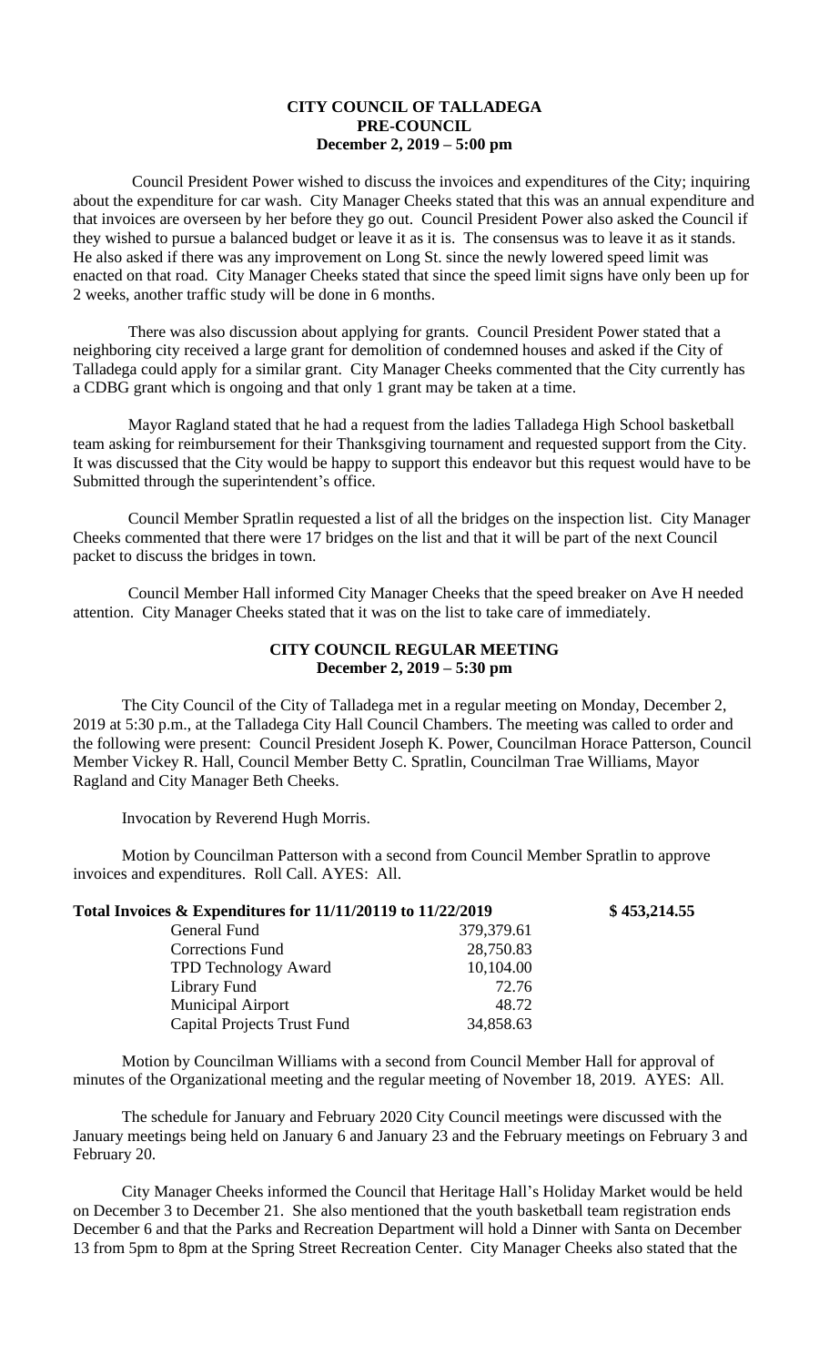# CITY COUNCIL OF TALLADEGA
## PRE-COUNCIL
### December 2, 2019 – 5:00 pm

Council President Power wished to discuss the invoices and expenditures of the City; inquiring about the expenditure for car wash. City Manager Cheeks stated that this was an annual expenditure and that invoices are overseen by her before they go out. Council President Power also asked the Council if they wished to pursue a balanced budget or leave it as it is. The consensus was to leave it as it stands. He also asked if there was any improvement on Long St. since the newly lowered speed limit was enacted on that road. City Manager Cheeks stated that since the speed limit signs have only been up for 2 weeks, another traffic study will be done in 6 months.

There was also discussion about applying for grants. Council President Power stated that a neighboring city received a large grant for demolition of condemned houses and asked if the City of Talladega could apply for a similar grant. City Manager Cheeks commented that the City currently has a CDBG grant which is ongoing and that only 1 grant may be taken at a time.

Mayor Ragland stated that he had a request from the ladies Talladega High School basketball team asking for reimbursement for their Thanksgiving tournament and requested support from the City. It was discussed that the City would be happy to support this endeavor but this request would have to be Submitted through the superintendent's office.

Council Member Spratlin requested a list of all the bridges on the inspection list. City Manager Cheeks commented that there were 17 bridges on the list and that it will be part of the next Council packet to discuss the bridges in town.

Council Member Hall informed City Manager Cheeks that the speed breaker on Ave H needed attention. City Manager Cheeks stated that it was on the list to take care of immediately.

## CITY COUNCIL REGULAR MEETING
### December 2, 2019 – 5:30 pm

The City Council of the City of Talladega met in a regular meeting on Monday, December 2, 2019 at 5:30 p.m., at the Talladega City Hall Council Chambers. The meeting was called to order and the following were present: Council President Joseph K. Power, Councilman Horace Patterson, Council Member Vickey R. Hall, Council Member Betty C. Spratlin, Councilman Trae Williams, Mayor Ragland and City Manager Beth Cheeks.

Invocation by Reverend Hugh Morris.

Motion by Councilman Patterson with a second from Council Member Spratlin to approve invoices and expenditures. Roll Call. AYES: All.

| **Total Invoices & Expenditures for 11/11/20119 to 11/22/2019** | | **$ 453,214.55** |
|---|---|---|
| General Fund | 379,379.61 | |
| Corrections Fund | 28,750.83 | |
| TPD Technology Award | 10,104.00 | |
| Library Fund | 72.76 | |
| Municipal Airport | 48.72 | |
| Capital Projects Trust Fund | 34,858.63 | |

Motion by Councilman Williams with a second from Council Member Hall for approval of minutes of the Organizational meeting and the regular meeting of November 18, 2019. AYES: All.

The schedule for January and February 2020 City Council meetings were discussed with the January meetings being held on January 6 and January 23 and the February meetings on February 3 and February 20.

City Manager Cheeks informed the Council that Heritage Hall's Holiday Market would be held on December 3 to December 21. She also mentioned that the youth basketball team registration ends December 6 and that the Parks and Recreation Department will hold a Dinner with Santa on December 13 from 5pm to 8pm at the Spring Street Recreation Center. City Manager Cheeks also stated that the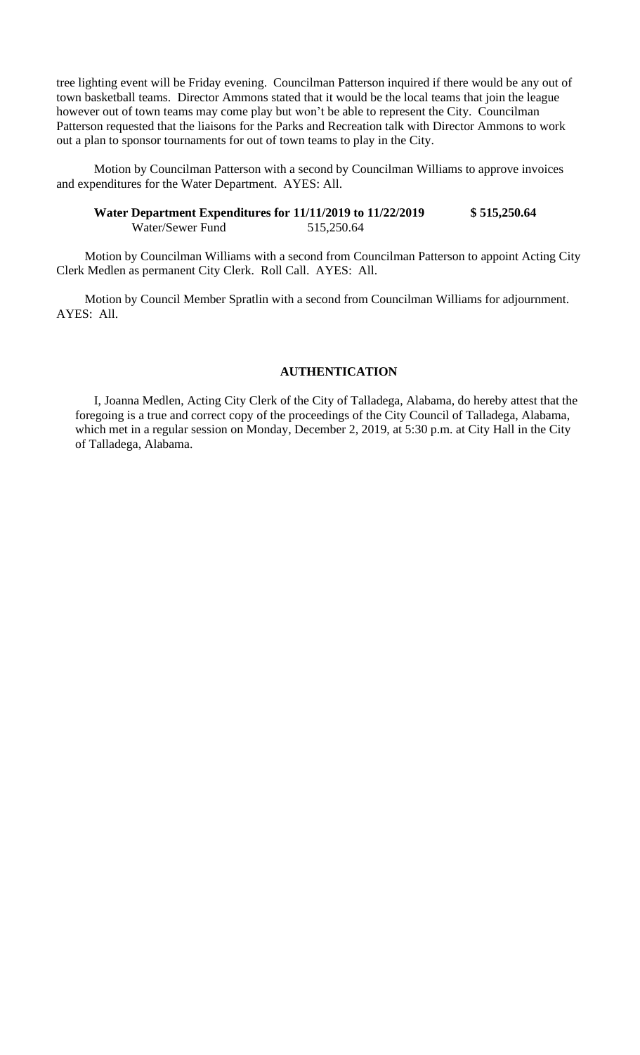tree lighting event will be Friday evening. Councilman Patterson inquired if there would be any out of town basketball teams. Director Ammons stated that it would be the local teams that join the league however out of town teams may come play but won't be able to represent the City. Councilman Patterson requested that the liaisons for the Parks and Recreation talk with Director Ammons to work out a plan to sponsor tournaments for out of town teams to play in the City.

Motion by Councilman Patterson with a second by Councilman Williams to approve invoices and expenditures for the Water Department. AYES: All.

| | | |
|---|---|---|
| **Water Department Expenditures for 11/11/2019 to 11/22/2019** | | **$ 515,250.64** |
| Water/Sewer Fund | 515,250.64 | |

Motion by Councilman Williams with a second from Councilman Patterson to appoint Acting City Clerk Medlen as permanent City Clerk. Roll Call. AYES: All.

Motion by Council Member Spratlin with a second from Councilman Williams for adjournment. AYES: All.

**AUTHENTICATION**

I, Joanna Medlen, Acting City Clerk of the City of Talladega, Alabama, do hereby attest that the foregoing is a true and correct copy of the proceedings of the City Council of Talladega, Alabama, which met in a regular session on Monday, December 2, 2019, at 5:30 p.m. at City Hall in the City of Talladega, Alabama.